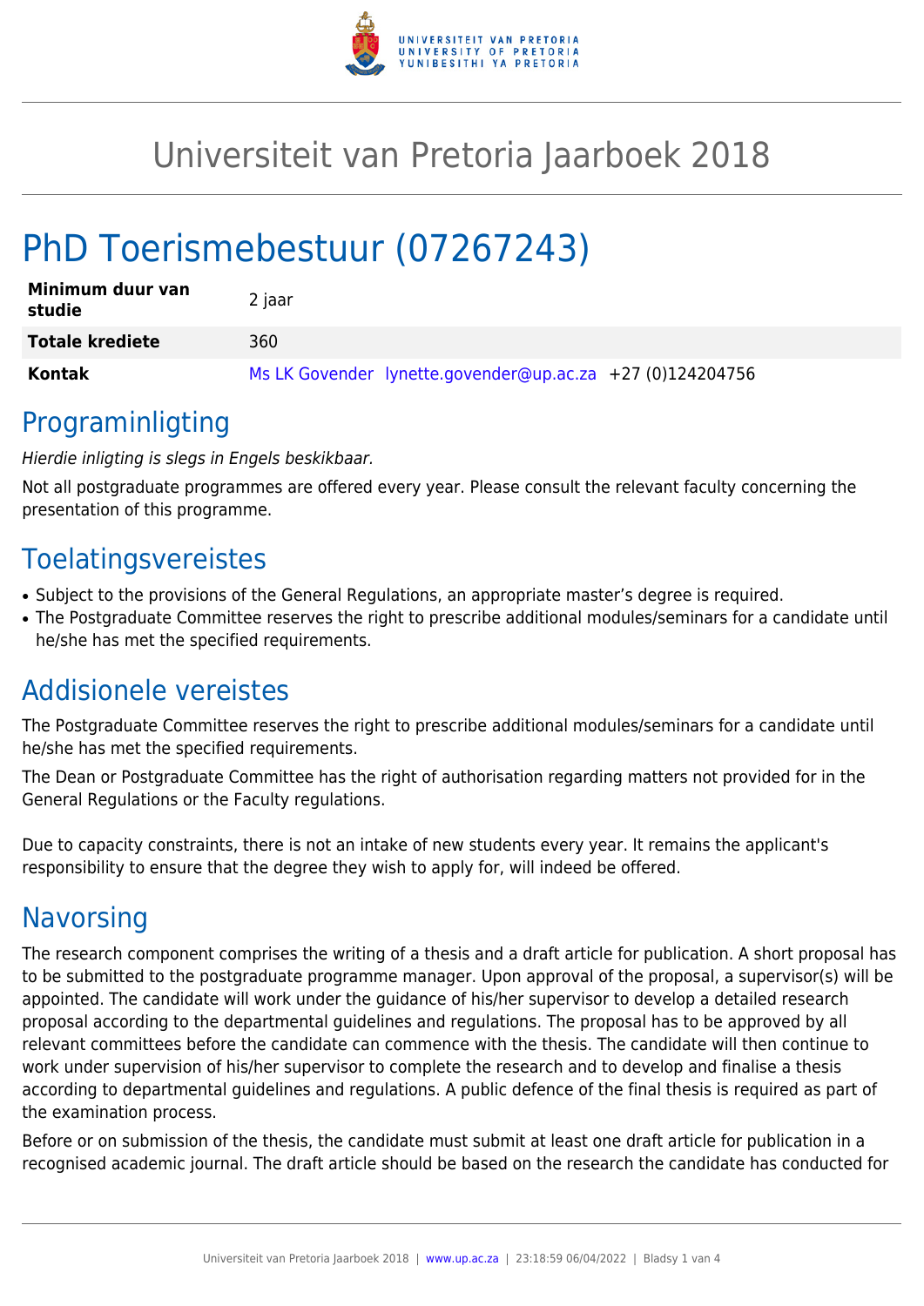# Universiteit van Pretoria Jaarboek 2018

# PhD Toerismebestuur (07267243)

| | |
|---|---|
| **Minimum duur van studie** | 2 jaar |
| **Totale krediete** | 360 |
| **Kontak** | Ms LK Govender lynette.govender@up.ac.za +27 (0)124204756 |

## Programinligting

*Hierdie inligting is slegs in Engels beskikbaar.*

Not all postgraduate programmes are offered every year. Please consult the relevant faculty concerning the presentation of this programme.

## Toelatingsvereistes

- Subject to the provisions of the General Regulations, an appropriate master's degree is required.
- The Postgraduate Committee reserves the right to prescribe additional modules/seminars for a candidate until he/she has met the specified requirements.

## Addisionele vereistes

The Postgraduate Committee reserves the right to prescribe additional modules/seminars for a candidate until he/she has met the specified requirements.

The Dean or Postgraduate Committee has the right of authorisation regarding matters not provided for in the General Regulations or the Faculty regulations.

Due to capacity constraints, there is not an intake of new students every year. It remains the applicant's responsibility to ensure that the degree they wish to apply for, will indeed be offered.

## Navorsing

The research component comprises the writing of a thesis and a draft article for publication. A short proposal has to be submitted to the postgraduate programme manager. Upon approval of the proposal, a supervisor(s) will be appointed. The candidate will work under the guidance of his/her supervisor to develop a detailed research proposal according to the departmental guidelines and regulations. The proposal has to be approved by all relevant committees before the candidate can commence with the thesis. The candidate will then continue to work under supervision of his/her supervisor to complete the research and to develop and finalise a thesis according to departmental guidelines and regulations. A public defence of the final thesis is required as part of the examination process.

Before or on submission of the thesis, the candidate must submit at least one draft article for publication in a recognised academic journal. The draft article should be based on the research the candidate has conducted for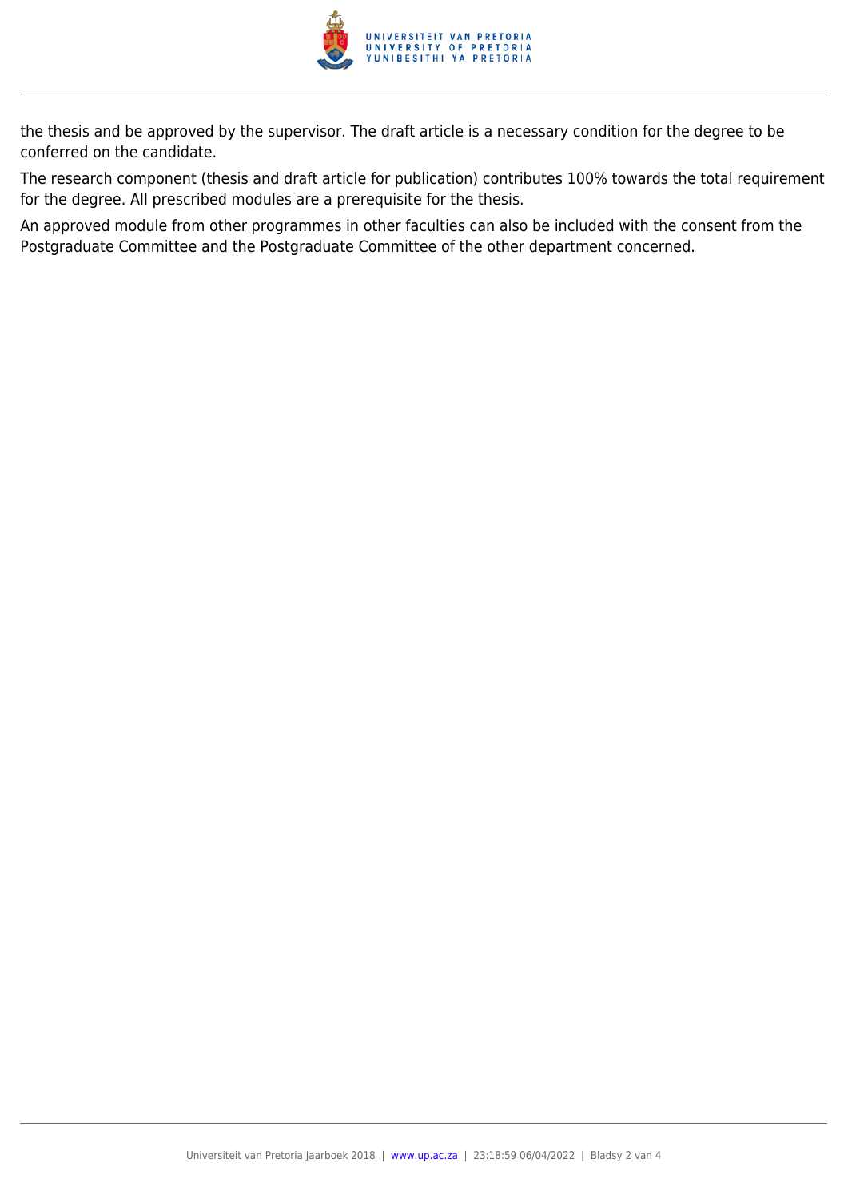the thesis and be approved by the supervisor. The draft article is a necessary condition for the degree to be conferred on the candidate.

The research component (thesis and draft article for publication) contributes 100% towards the total requirement for the degree. All prescribed modules are a prerequisite for the thesis.

An approved module from other programmes in other faculties can also be included with the consent from the Postgraduate Committee and the Postgraduate Committee of the other department concerned.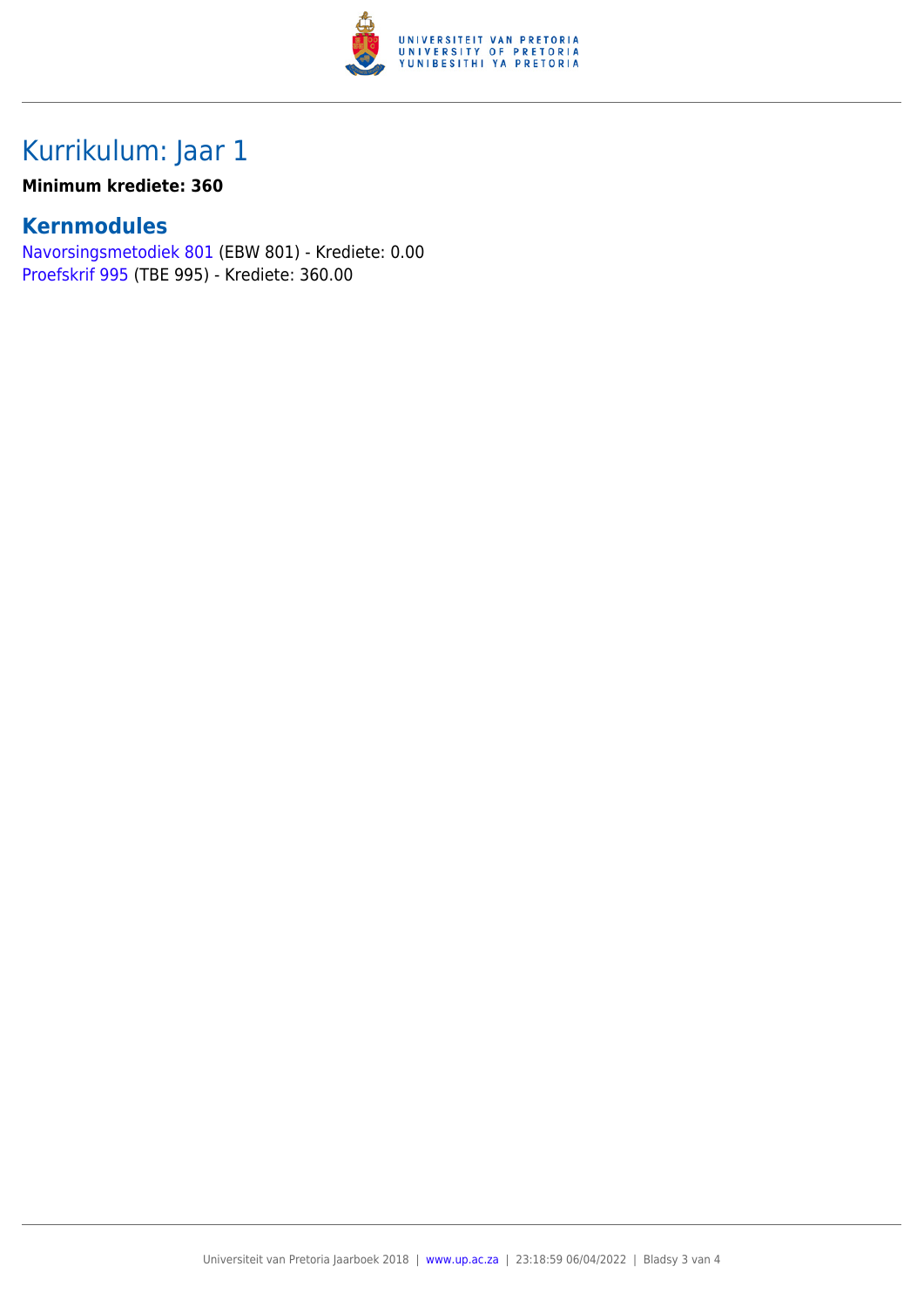# Kurrikulum: Jaar 1

**Minimum krediete: 360**

## Kernmodules

Navorsingsmetodiek 801 (EBW 801) - Krediete: 0.00
Proefskrif 995 (TBE 995) - Krediete: 360.00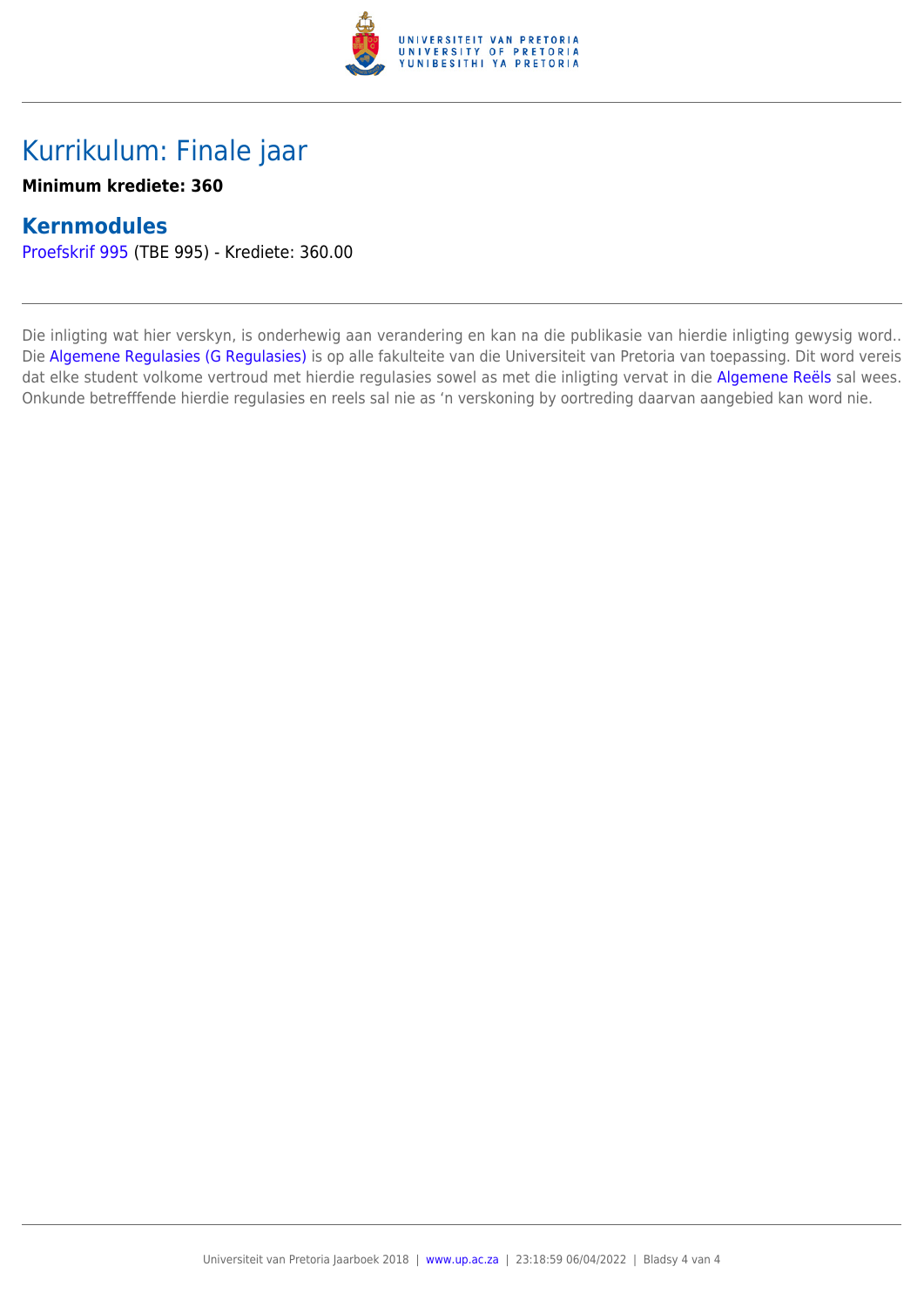# Kurrikulum: Finale jaar

**Minimum krediete: 360**

## Kernmodules

Proefskrif 995 (TBE 995) - Krediete: 360.00

Die inligting wat hier verskyn, is onderhewig aan verandering en kan na die publikasie van hierdie inligting gewysig word.. Die Algemene Regulasies (G Regulasies) is op alle fakulteite van die Universiteit van Pretoria van toepassing. Dit word vereis dat elke student volkome vertroud met hierdie regulasies sowel as met die inligting vervat in die Algemene Reëls sal wees. Onkunde betrefffende hierdie regulasies en reels sal nie as 'n verskoning by oortreding daarvan aangebied kan word nie.